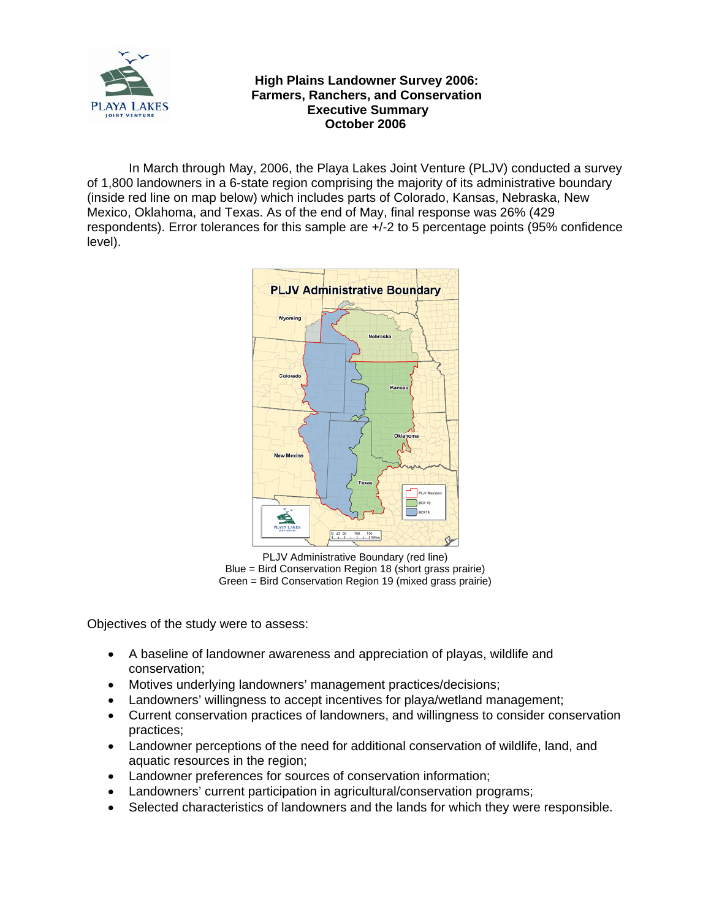# High Plains Landowner Survey 2006: Farmers, Ranchers, and Conservation Executive Summary October 2006

In March through May, 2006, the Playa Lakes Joint Venture (PLJV) conducted a survey of 1,800 landowners in a 6-state region comprising the majority of its administrative boundary (inside red line on map below) which includes parts of Colorado, Kansas, Nebraska, New Mexico, Oklahoma, and Texas. As of the end of May, final response was 26% (429 respondents). Error tolerances for this sample are +/-2 to 5 percentage points (95% confidence level).

PLJV Administrative Boundary (red line)
Blue = Bird Conservation Region 18 (short grass prairie)
Green = Bird Conservation Region 19 (mixed grass prairie)

Objectives of the study were to assess:

- A baseline of landowner awareness and appreciation of playas, wildlife and conservation;
- Motives underlying landowners' management practices/decisions;
- Landowners' willingness to accept incentives for playa/wetland management;
- Current conservation practices of landowners, and willingness to consider conservation practices;
- Landowner perceptions of the need for additional conservation of wildlife, land, and aquatic resources in the region;
- Landowner preferences for sources of conservation information;
- Landowners' current participation in agricultural/conservation programs;
- Selected characteristics of landowners and the lands for which they were responsible.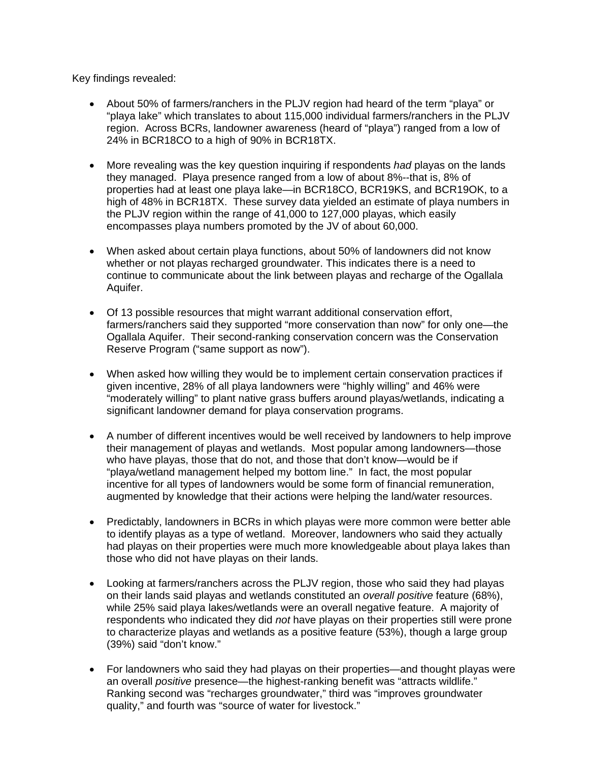Key findings revealed:

- About 50% of farmers/ranchers in the PLJV region had heard of the term "playa" or "playa lake" which translates to about 115,000 individual farmers/ranchers in the PLJV region. Across BCRs, landowner awareness (heard of "playa") ranged from a low of 24% in BCR18CO to a high of 90% in BCR18TX.

- More revealing was the key question inquiring if respondents *had* playas on the lands they managed. Playa presence ranged from a low of about 8%--that is, 8% of properties had at least one playa lake—in BCR18CO, BCR19KS, and BCR19OK, to a high of 48% in BCR18TX. These survey data yielded an estimate of playa numbers in the PLJV region within the range of 41,000 to 127,000 playas, which easily encompasses playa numbers promoted by the JV of about 60,000.

- When asked about certain playa functions, about 50% of landowners did not know whether or not playas recharged groundwater. This indicates there is a need to continue to communicate about the link between playas and recharge of the Ogallala Aquifer.

- Of 13 possible resources that might warrant additional conservation effort, farmers/ranchers said they supported "more conservation than now" for only one—the Ogallala Aquifer. Their second-ranking conservation concern was the Conservation Reserve Program ("same support as now").

- When asked how willing they would be to implement certain conservation practices if given incentive, 28% of all playa landowners were "highly willing" and 46% were "moderately willing" to plant native grass buffers around playas/wetlands, indicating a significant landowner demand for playa conservation programs.

- A number of different incentives would be well received by landowners to help improve their management of playas and wetlands. Most popular among landowners—those who have playas, those that do not, and those that don't know—would be if "playa/wetland management helped my bottom line." In fact, the most popular incentive for all types of landowners would be some form of financial remuneration, augmented by knowledge that their actions were helping the land/water resources.

- Predictably, landowners in BCRs in which playas were more common were better able to identify playas as a type of wetland. Moreover, landowners who said they actually had playas on their properties were much more knowledgeable about playa lakes than those who did not have playas on their lands.

- Looking at farmers/ranchers across the PLJV region, those who said they had playas on their lands said playas and wetlands constituted an *overall positive* feature (68%), while 25% said playa lakes/wetlands were an overall negative feature. A majority of respondents who indicated they did *not* have playas on their properties still were prone to characterize playas and wetlands as a positive feature (53%), though a large group (39%) said "don't know."

- For landowners who said they had playas on their properties—and thought playas were an overall *positive* presence—the highest-ranking benefit was "attracts wildlife." Ranking second was "recharges groundwater," third was "improves groundwater quality," and fourth was "source of water for livestock."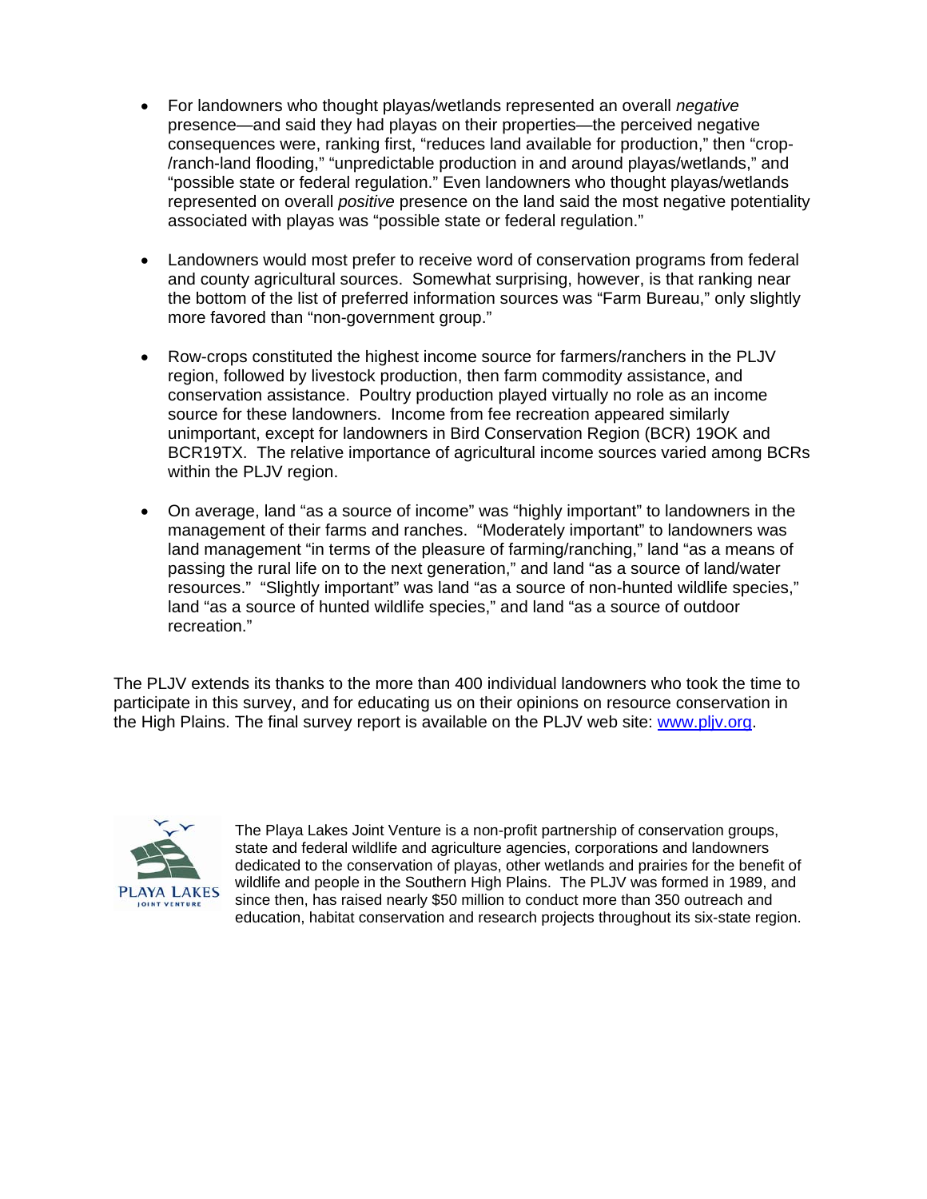- For landowners who thought playas/wetlands represented an overall *negative* presence—and said they had playas on their properties—the perceived negative consequences were, ranking first, "reduces land available for production," then "crop-/ranch-land flooding," "unpredictable production in and around playas/wetlands," and "possible state or federal regulation." Even landowners who thought playas/wetlands represented on overall *positive* presence on the land said the most negative potentiality associated with playas was "possible state or federal regulation."

- Landowners would most prefer to receive word of conservation programs from federal and county agricultural sources. Somewhat surprising, however, is that ranking near the bottom of the list of preferred information sources was "Farm Bureau," only slightly more favored than "non-government group."

- Row-crops constituted the highest income source for farmers/ranchers in the PLJV region, followed by livestock production, then farm commodity assistance, and conservation assistance. Poultry production played virtually no role as an income source for these landowners. Income from fee recreation appeared similarly unimportant, except for landowners in Bird Conservation Region (BCR) 19OK and BCR19TX. The relative importance of agricultural income sources varied among BCRs within the PLJV region.

- On average, land "as a source of income" was "highly important" to landowners in the management of their farms and ranches. "Moderately important" to landowners was land management "in terms of the pleasure of farming/ranching," land "as a means of passing the rural life on to the next generation," and land "as a source of land/water resources." "Slightly important" was land "as a source of non-hunted wildlife species," land "as a source of hunted wildlife species," and land "as a source of outdoor recreation."

The PLJV extends its thanks to the more than 400 individual landowners who took the time to participate in this survey, and for educating us on their opinions on resource conservation in the High Plains. The final survey report is available on the PLJV web site: [www.pljv.org](http://www.pljv.org).

PLAYA LAKES JOINT VENTURE

The Playa Lakes Joint Venture is a non-profit partnership of conservation groups, state and federal wildlife and agriculture agencies, corporations and landowners dedicated to the conservation of playas, other wetlands and prairies for the benefit of wildlife and people in the Southern High Plains. The PLJV was formed in 1989, and since then, has raised nearly $50 million to conduct more than 350 outreach and education, habitat conservation and research projects throughout its six-state region.